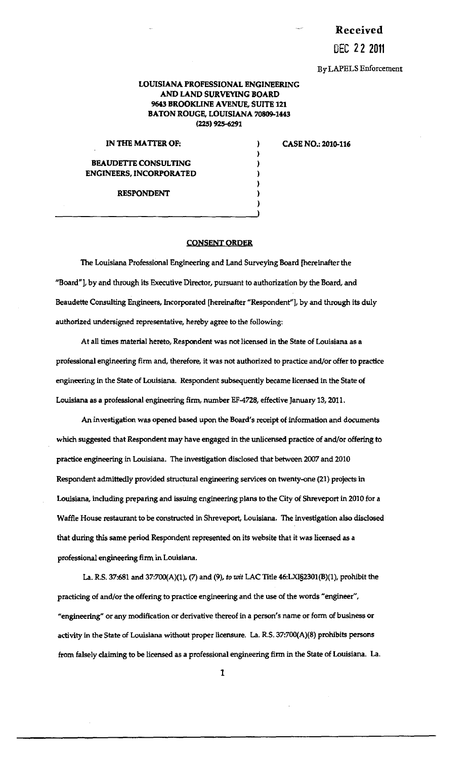**Received**

DEC 22 2011

By LAPELS Enforcement

**LOUISIANA PROFESSIONAL ENGINEERING AND LAND SURVEYING BOARD**
**9643 BROOKLINE AVENUE, SUITE 121**
**BATON ROUGE, LOUISIANA 70809-1443**
**(225) 925-6291**

**IN THE MATTER OF:**

**BEAUDETTE CONSULTING ENGINEERS, INCORPORATED**

**RESPONDENT**

**CASE NO.: 2010-116**

## CONSENT ORDER

The Louisiana Professional Engineering and Land Surveying Board [hereinafter the "Board"], by and through its Executive Director, pursuant to authorization by the Board, and Beaudette Consulting Engineers, Incorporated [hereinafter "Respondent"], by and through its duly authorized undersigned representative, hereby agree to the following:

At all times material hereto, Respondent was not licensed in the State of Louisiana as a professional engineering firm and, therefore, it was not authorized to practice and/or offer to practice engineering in the State of Louisiana. Respondent subsequently became licensed in the State of Louisiana as a professional engineering firm, number EF-4728, effective January 13, 2011.

An investigation was opened based upon the Board's receipt of information and documents which suggested that Respondent may have engaged in the unlicensed practice of and/or offering to practice engineering in Louisiana. The investigation disclosed that between 2007 and 2010 Respondent admittedly provided structural engineering services on twenty-one (21) projects in Louisiana, including preparing and issuing engineering plans to the City of Shreveport in 2010 for a Waffle House restaurant to be constructed in Shreveport, Louisiana. The investigation also disclosed that during this same period Respondent represented on its website that it was licensed as a professional engineering firm in Louisiana.

La. R.S. 37:681 and 37:700(A)(1), (7) and (9), *to wit* LAC Title 46:LXI§2301(B)(1), prohibit the practicing of and/or the offering to practice engineering and the use of the words "engineer", "engineering" or any modification or derivative thereof in a person's name or form of business or activity in the State of Louisiana without proper licensure. La. R.S. 37:700(A)(8) prohibits persons from falsely claiming to be licensed as a professional engineering firm in the State of Louisiana. La.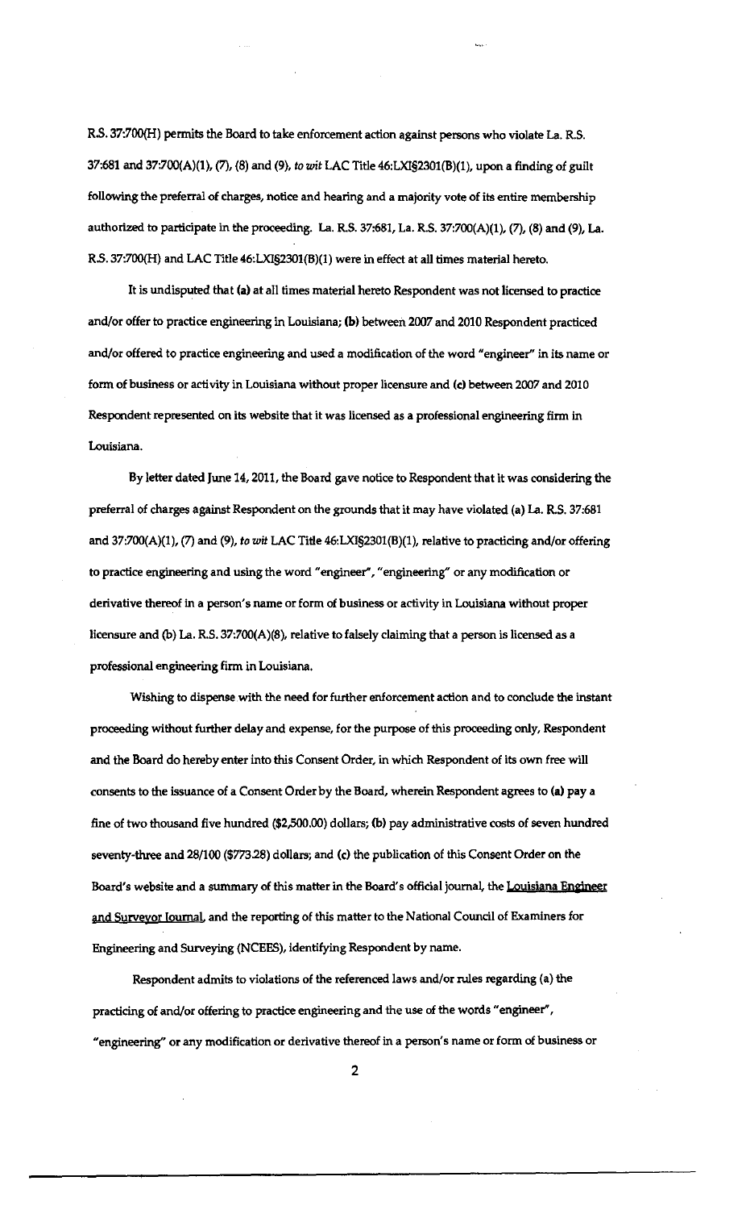R.S. 37:700(H) permits the Board to take enforcement action against persons who violate La. R.S. 37:681 and 37:700(A)(1), (7), (8) and (9), *to wit* LAC Title 46:LXI§2301(B)(1), upon a finding of guilt following the preferral of charges, notice and hearing and a majority vote of its entire membership authorized to participate in the proceeding. La. R.S. 37:681, La. R.S. 37:700(A)(1), (7), (8) and (9), La. R.S. 37:700(H) and LAC Title 46:LXI§2301(B)(1) were in effect at all times material hereto.

It is undisputed that **(a)** at all times material hereto Respondent was not licensed to practice and/or offer to practice engineering in Louisiana; **(b)** between 2007 and 2010 Respondent practiced and/or offered to practice engineering and used a modification of the word "engineer" in its name or form of business or activity in Louisiana without proper licensure and **(c)** between 2007 and 2010 Respondent represented on its website that it was licensed as a professional engineering firm in Louisiana.

By letter dated June 14, 2011, the Board gave notice to Respondent that it was considering the preferral of charges against Respondent on the grounds that it may have violated (a) La. R.S. 37:681 and 37:700(A)(1), (7) and (9), *to wit* LAC Title 46:LXI§2301(B)(1), relative to practicing and/or offering to practice engineering and using the word "engineer", "engineering" or any modification or derivative thereof in a person's name or form of business or activity in Louisiana without proper licensure and (b) La. R.S. 37:700(A)(8), relative to falsely claiming that a person is licensed as a professional engineering firm in Louisiana.

Wishing to dispense with the need for further enforcement action and to conclude the instant proceeding without further delay and expense, for the purpose of this proceeding only, Respondent and the Board do hereby enter into this Consent Order, in which Respondent of its own free will consents to the issuance of a Consent Order by the Board, wherein Respondent agrees to **(a)** pay a fine of two thousand five hundred ($2,500.00) dollars; **(b)** pay administrative costs of seven hundred seventy-three and 28/100 ($773.28) dollars; and **(c)** the publication of this Consent Order on the Board's website and a summary of this matter in the Board's official journal, the Louisiana Engineer and Surveyor Journal, and the reporting of this matter to the National Council of Examiners for Engineering and Surveying (NCEES), identifying Respondent by name.

Respondent admits to violations of the referenced laws and/or rules regarding (a) the practicing of and/or offering to practice engineering and the use of the words "engineer", "engineering" or any modification or derivative thereof in a person's name or form of business or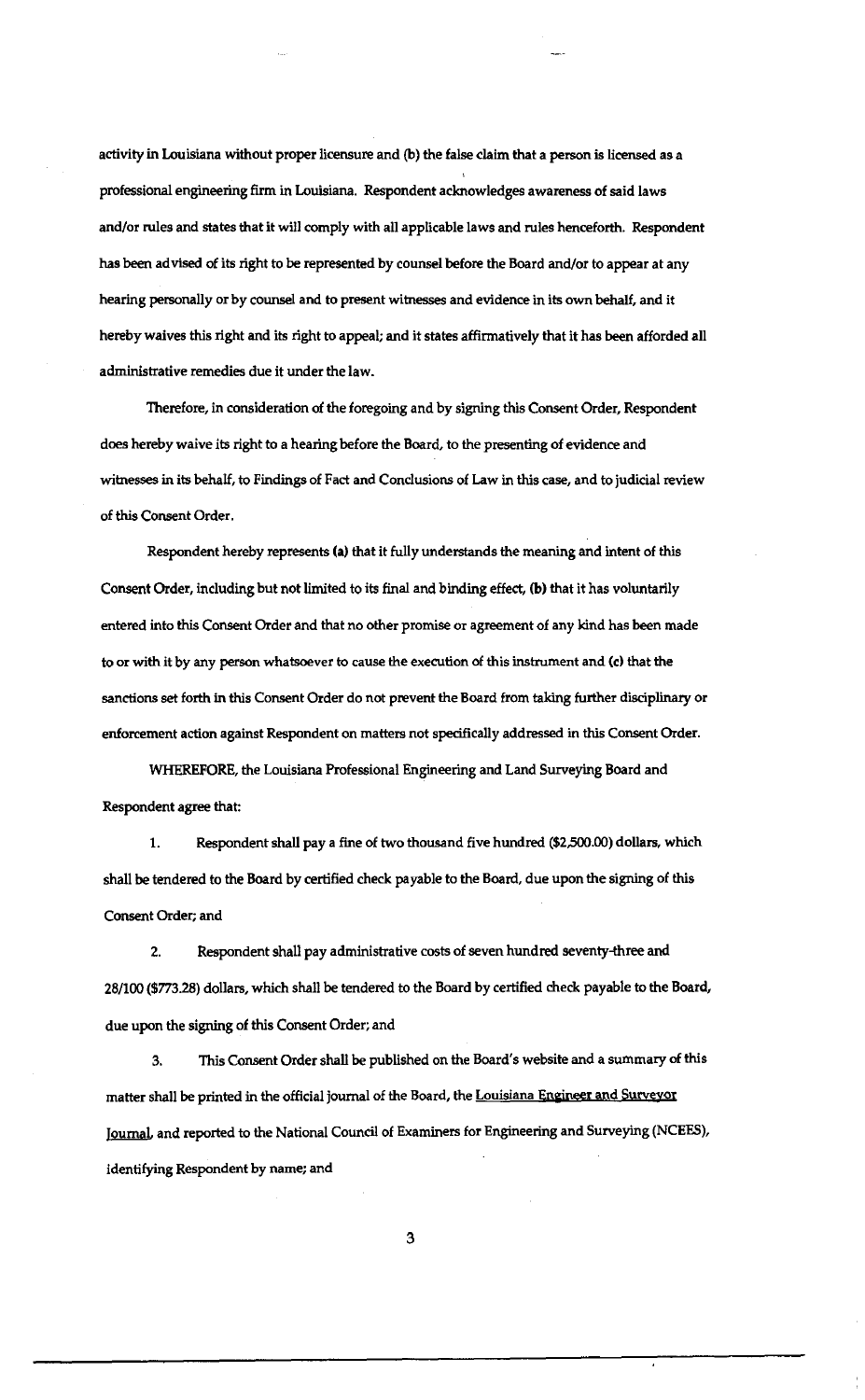activity in Louisiana without proper licensure and (b) the false claim that a person is licensed as a professional engineering firm in Louisiana. Respondent acknowledges awareness of said laws and/or rules and states that it will comply with all applicable laws and rules henceforth. Respondent has been advised of its right to be represented by counsel before the Board and/or to appear at any hearing personally or by counsel and to present witnesses and evidence in its own behalf, and it hereby waives this right and its right to appeal; and it states affirmatively that it has been afforded all administrative remedies due it under the law.

Therefore, in consideration of the foregoing and by signing this Consent Order, Respondent does hereby waive its right to a hearing before the Board, to the presenting of evidence and witnesses in its behalf, to Findings of Fact and Conclusions of Law in this case, and to judicial review of this Consent Order.

Respondent hereby represents **(a)** that it fully understands the meaning and intent of this Consent Order, including but not limited to its final and binding effect, **(b)** that it has voluntarily entered into this Consent Order and that no other promise or agreement of any kind has been made to or with it by any person whatsoever to cause the execution of this instrument and **(c)** that the sanctions set forth in this Consent Order do not prevent the Board from taking further disciplinary or enforcement action against Respondent on matters not specifically addressed in this Consent Order.

WHEREFORE, the Louisiana Professional Engineering and Land Surveying Board and Respondent agree that:

1. Respondent shall pay a fine of two thousand five hundred ($2,500.00) dollars, which shall be tendered to the Board by certified check payable to the Board, due upon the signing of this Consent Order; and

2. Respondent shall pay administrative costs of seven hundred seventy-three and 28/100 ($773.28) dollars, which shall be tendered to the Board by certified check payable to the Board, due upon the signing of this Consent Order; and

3. This Consent Order shall be published on the Board's website and a summary of this matter shall be printed in the official journal of the Board, the Louisiana Engineer and Surveyor Journal, and reported to the National Council of Examiners for Engineering and Surveying (NCEES), identifying Respondent by name; and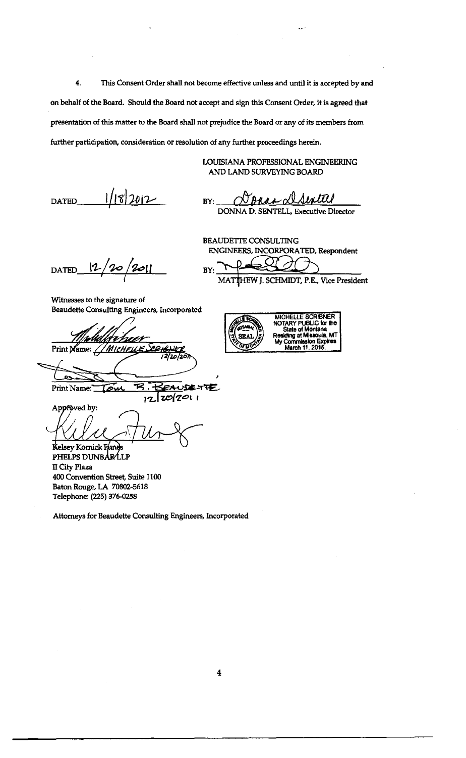4. This Consent Order shall not become effective unless and until it is accepted by and on behalf of the Board. Should the Board not accept and sign this Consent Order, it is agreed that presentation of this matter to the Board shall not prejudice the Board or any of its members from further participation, consideration or resolution of any further proceedings herein.

LOUISIANA PROFESSIONAL ENGINEERING AND LAND SURVEYING BOARD

DATED 1/18/2012

BY: Donna D. Sentell
DONNA D. SENTELL, Executive Director

BEAUDETTE CONSULTING ENGINEERS, INCORPORATED, Respondent

DATED 12/20/2011

BY: ____________________
MATTHEW J. SCHMIDT, P.E., Vice President

Witnesses to the signature of
Beaudette Consulting Engineers, Incorporated

____________________
Print Name: MICHELLE SCRIBNER
12/20/2011

MICHELLE SCRIBNER
NOTARY PUBLIC for the State of Montana
Residing at Missoula, MT
My Commission Expires March 11, 2015.

____________________
Print Name: Tom R. Beaudette
12/20/2011

Approved by:

____________________
Kelsey Kornick Funes
PHELPS DUNBAR LLP
II City Plaza
400 Convention Street, Suite 1100
Baton Rouge, LA 70802-5618
Telephone: (225) 376-0258

Attorneys for Beaudette Consulting Engineers, Incorporated